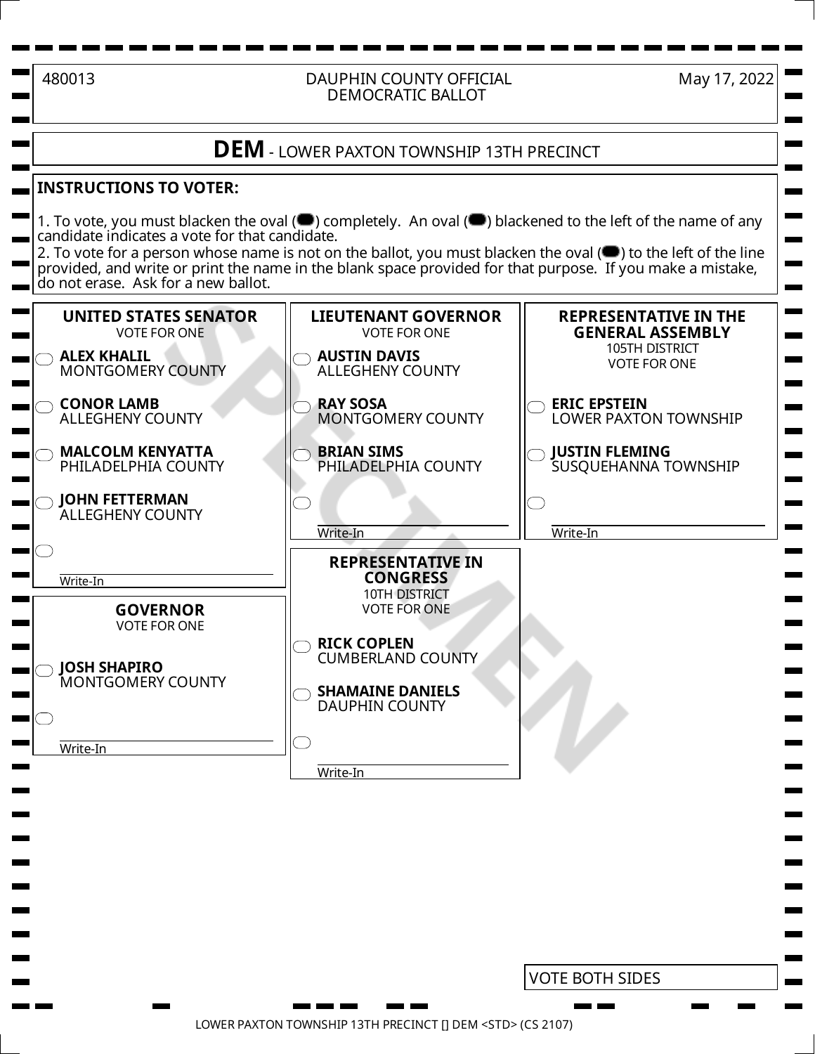480013

# DAUPHIN COUNTY OFFICIAL DEMOCRATIC BALLOT

May 17, 2022

## DEM - LOWER PAXTON TOWNSHIP 13TH PRECINCT

**INSTRUCTIONS TO VOTER:**

1. To vote, you must blacken the oval (⬬) completely. An oval (⬬) blackened to the left of the name of any candidate indicates a vote for that candidate.
2. To vote for a person whose name is not on the ballot, you must blacken the oval (⬬) to the left of the line provided, and write or print the name in the blank space provided for that purpose. If you make a mistake, do not erase. Ask for a new ballot.

### UNITED STATES SENATOR
VOTE FOR ONE

- ⬭ **ALEX KHALIL** MONTGOMERY COUNTY
- ⬭ **CONOR LAMB** ALLEGHENY COUNTY
- ⬭ **MALCOLM KENYATTA** PHILADELPHIA COUNTY
- ⬭ **JOHN FETTERMAN** ALLEGHENY COUNTY
- ⬭ ______________ Write-In

### GOVERNOR
VOTE FOR ONE

- ⬭ **JOSH SHAPIRO** MONTGOMERY COUNTY
- ⬭ ______________ Write-In

### LIEUTENANT GOVERNOR
VOTE FOR ONE

- ⬭ **AUSTIN DAVIS** ALLEGHENY COUNTY
- ⬭ **RAY SOSA** MONTGOMERY COUNTY
- ⬭ **BRIAN SIMS** PHILADELPHIA COUNTY
- ⬭ ______________ Write-In

### REPRESENTATIVE IN CONGRESS
10TH DISTRICT
VOTE FOR ONE

- ⬭ **RICK COPLEN** CUMBERLAND COUNTY
- ⬭ **SHAMAINE DANIELS** DAUPHIN COUNTY
- ⬭ ______________ Write-In

### REPRESENTATIVE IN THE GENERAL ASSEMBLY
105TH DISTRICT
VOTE FOR ONE

- ⬭ **ERIC EPSTEIN** LOWER PAXTON TOWNSHIP
- ⬭ **JUSTIN FLEMING** SUSQUEHANNA TOWNSHIP
- ⬭ ______________ Write-In

VOTE BOTH SIDES

LOWER PAXTON TOWNSHIP 13TH PRECINCT [] DEM <STD> (CS 2107)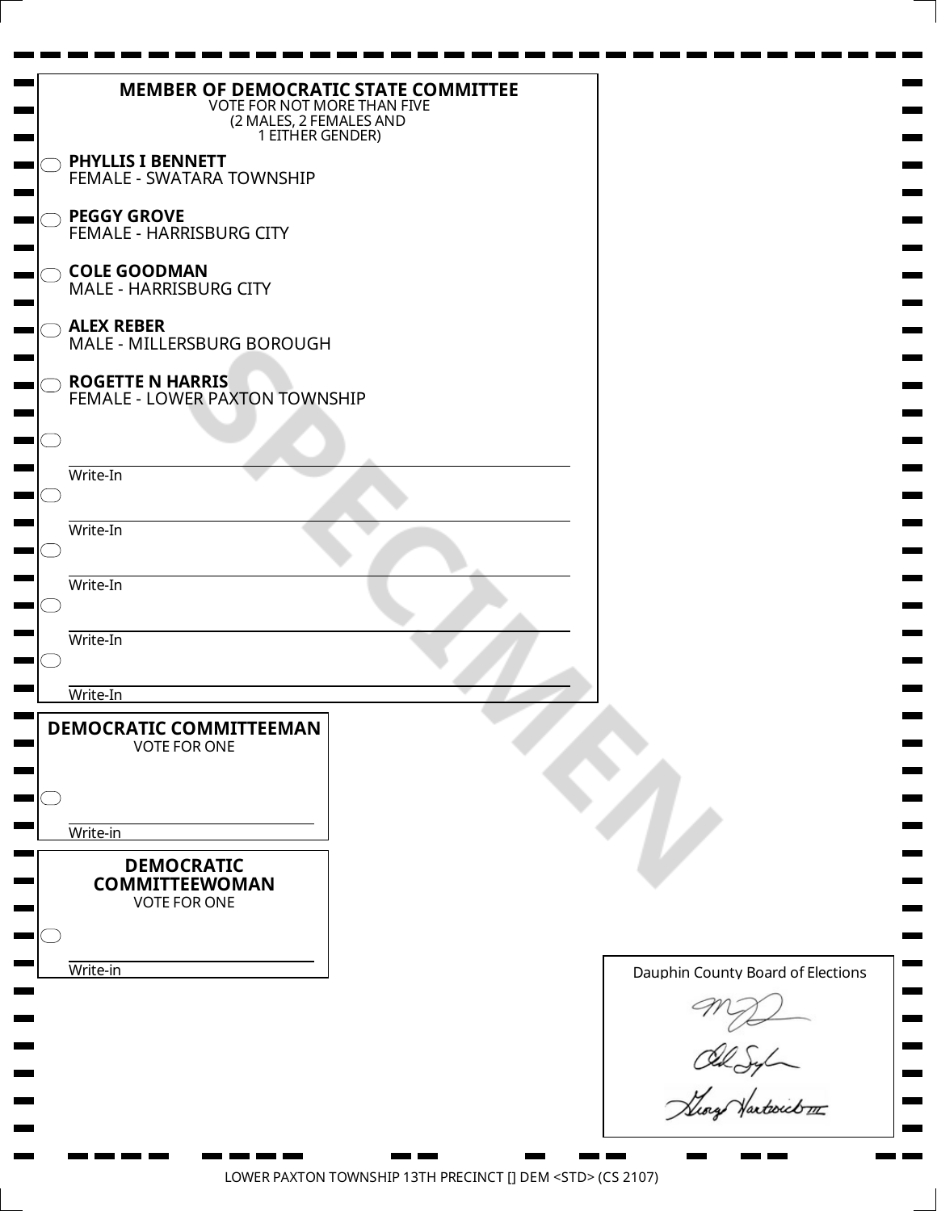## MEMBER OF DEMOCRATIC STATE COMMITTEE

VOTE FOR NOT MORE THAN FIVE
(2 MALES, 2 FEMALES AND
1 EITHER GENDER)

- ⬭ **PHYLLIS I BENNETT**
  FEMALE - SWATARA TOWNSHIP
- ⬭ **PEGGY GROVE**
  FEMALE - HARRISBURG CITY
- ⬭ **COLE GOODMAN**
  MALE - HARRISBURG CITY
- ⬭ **ALEX REBER**
  MALE - MILLERSBURG BOROUGH
- ⬭ **ROGETTE N HARRIS**
  FEMALE - LOWER PAXTON TOWNSHIP
- ⬭ ______________________
  Write-In
- ⬭ ______________________
  Write-In
- ⬭ ______________________
  Write-In
- ⬭ ______________________
  Write-In
- ⬭ ______________________
  Write-In

## DEMOCRATIC COMMITTEEMAN

VOTE FOR ONE

- ⬭ ______________________
  Write-in

## DEMOCRATIC COMMITTEEWOMAN

VOTE FOR ONE

- ⬭ ______________________
  Write-in

SPECIMEN

Dauphin County Board of Elections

LOWER PAXTON TOWNSHIP 13TH PRECINCT [] DEM <STD> (CS 2107)